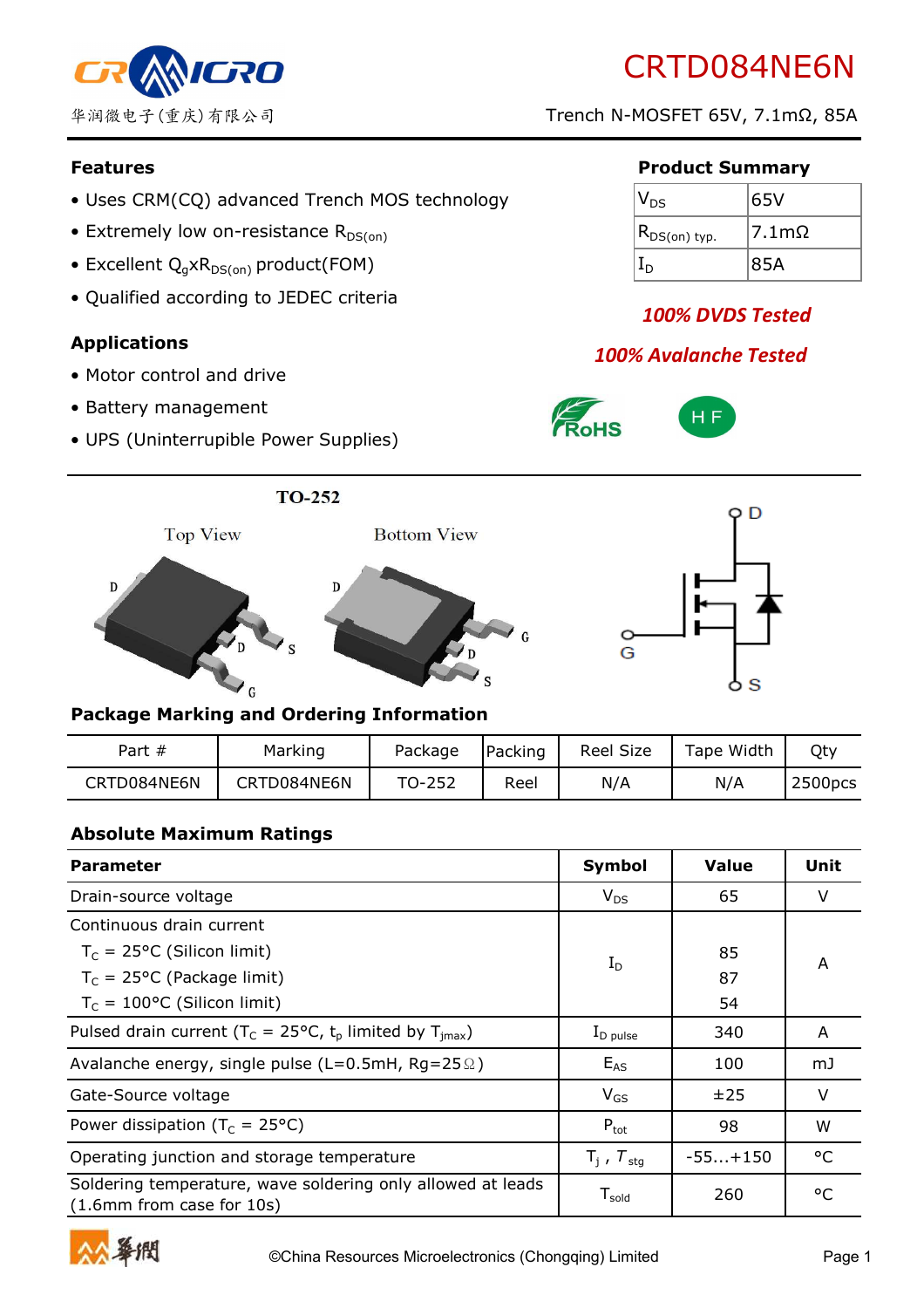华润微电子(重庆)有限公司

# CRTD084NE6N

Trench N-MOSFET 65V, 7.1mΩ, 85A

## Features

- Uses CRM(CQ) advanced Trench MOS technology
- Extremely low on-resistance $R_{DS(on)}$
- Excellent $Q_g$x$R_{DS(on)}$ product(FOM)
- Qualified according to JEDEC criteria

## Product Summary

| | |
|---|---|
| $V_{DS}$ | 65V |
| $R_{DS(on)}$ typ. | 7.1mΩ |
| $I_D$ | 85A |

***100% DVDS Tested***

***100% Avalanche Tested***

RoHS

HF

## Applications

- Motor control and drive
- Battery management
- UPS (Uninterrupible Power Supplies)

TO-252

Top View

Bottom View

## Package Marking and Ordering Information

| Part # | Marking | Package | Packing | Reel Size | Tape Width | Qty |
|---|---|---|---|---|---|---|
| CRTD084NE6N | CRTD084NE6N | TO-252 | Reel | N/A | N/A | 2500pcs |

## Absolute Maximum Ratings

| Parameter | Symbol | Value | Unit |
|---|---|---|---|
| Drain-source voltage | $V_{DS}$ | 65 | V |
| Continuous drain current<br>$T_C$ = 25°C (Silicon limit)<br>$T_C$ = 25°C (Package limit)<br>$T_C$ = 100°C (Silicon limit) | $I_D$ | <br>85<br>87<br>54 | A |
| Pulsed drain current ($T_C$ = 25°C, $t_p$ limited by $T_{jmax}$) | $I_{D\ pulse}$ | 340 | A |
| Avalanche energy, single pulse (L=0.5mH, Rg=25Ω) | $E_{AS}$ | 100 | mJ |
| Gate-Source voltage | $V_{GS}$ | ±25 | V |
| Power dissipation ($T_C$ = 25°C) | $P_{tot}$ | 98 | W |
| Operating junction and storage temperature | $T_j$ , $T_{stg}$ | -55...+150 | °C |
| Soldering temperature, wave soldering only allowed at leads (1.6mm from case for 10s) | $T_{sold}$ | 260 | °C |

©China Resources Microelectronics (Chongqing) Limited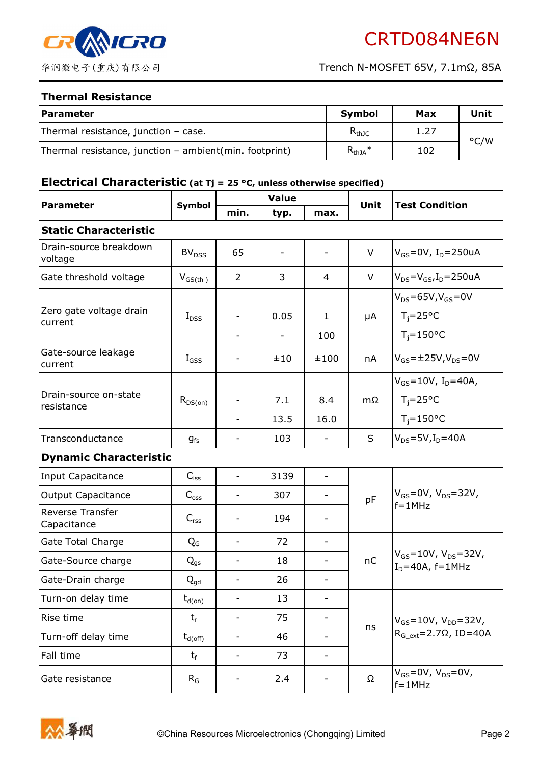## Thermal Resistance

| Parameter | Symbol | Max | Unit |
|---|---|---|---|
| Thermal resistance, junction – case. | $R_{thJC}$ | 1.27 | °C/W |
| Thermal resistance, junction – ambient(min. footprint) | $R_{thJA}$* | 102 | |

## Electrical Characteristic (at Tj = 25 °C, unless otherwise specified)

| Parameter | Symbol | Value | | | Unit | Test Condition |
|---|---|---|---|---|---|---|
| | | min. | typ. | max. | | |
| **Static Characteristic** | | | | | | |
| Drain-source breakdown voltage | $BV_{DSS}$ | 65 | - | - | V | $V_{GS}$=0V, $I_D$=250uA |
| Gate threshold voltage | $V_{GS(th)}$ | 2 | 3 | 4 | V | $V_{DS}$=$V_{GS}$,$I_D$=250uA |
| Zero gate voltage drain current | $I_{DSS}$ | - | 0.05 | 1 | μA | $V_{DS}$=65V,$V_{GS}$=0V $T_j$=25°C |
| | | - | - | 100 | | $T_j$=150°C |
| Gate-source leakage current | $I_{GSS}$ | - | ±10 | ±100 | nA | $V_{GS}$=±25V,$V_{DS}$=0V |
| Drain-source on-state resistance | $R_{DS(on)}$ | - | 7.1 | 8.4 | mΩ | $V_{GS}$=10V, $I_D$=40A, $T_j$=25°C |
| | | - | 13.5 | 16.0 | | $T_j$=150°C |
| Transconductance | $g_{fs}$ | - | 103 | - | S | $V_{DS}$=5V,$I_D$=40A |
| **Dynamic Characteristic** | | | | | | |
| Input Capacitance | $C_{iss}$ | - | 3139 | - | pF | $V_{GS}$=0V, $V_{DS}$=32V, f=1MHz |
| Output Capacitance | $C_{oss}$ | - | 307 | - | | |
| Reverse Transfer Capacitance | $C_{rss}$ | - | 194 | - | | |
| Gate Total Charge | $Q_G$ | - | 72 | - | nC | $V_{GS}$=10V, $V_{DS}$=32V, $I_D$=40A, f=1MHz |
| Gate-Source charge | $Q_{gs}$ | - | 18 | - | | |
| Gate-Drain charge | $Q_{gd}$ | - | 26 | - | | |
| Turn-on delay time | $t_{d(on)}$ | - | 13 | - | ns | $V_{GS}$=10V, $V_{DD}$=32V, $R_{G\_ext}$=2.7Ω, ID=40A |
| Rise time | $t_r$ | - | 75 | - | | |
| Turn-off delay time | $t_{d(off)}$ | - | 46 | - | | |
| Fall time | $t_f$ | - | 73 | - | | |
| Gate resistance | $R_G$ | - | 2.4 | - | Ω | $V_{GS}$=0V, $V_{DS}$=0V, f=1MHz |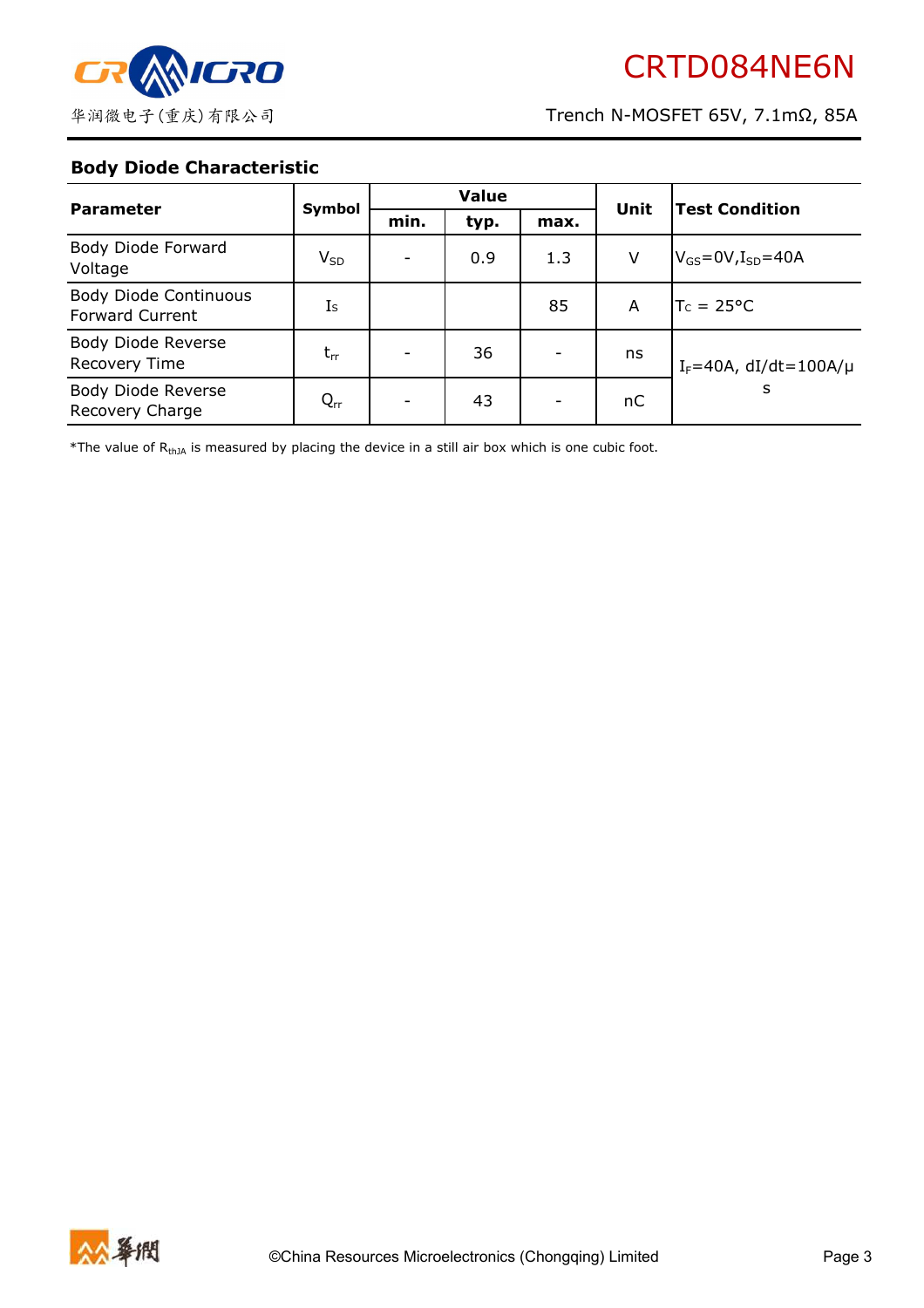## Body Diode Characteristic

| Parameter | Symbol | Value | | | Unit | Test Condition |
|---|---|---|---|---|---|---|
| | | min. | typ. | max. | | |
| Body Diode Forward Voltage | $V_{SD}$ | - | 0.9 | 1.3 | V | $V_{GS}$=0V, $I_{SD}$=40A |
| Body Diode Continuous Forward Current | $I_S$ | | | 85 | A | $T_C$ = 25°C |
| Body Diode Reverse Recovery Time | $t_{rr}$ | - | 36 | - | ns | $I_F$=40A, dI/dt=100A/μs |
| Body Diode Reverse Recovery Charge | $Q_{rr}$ | - | 43 | - | nC | $I_F$=40A, dI/dt=100A/μs |

*The value of $R_{thJA}$ is measured by placing the device in a still air box which is one cubic foot.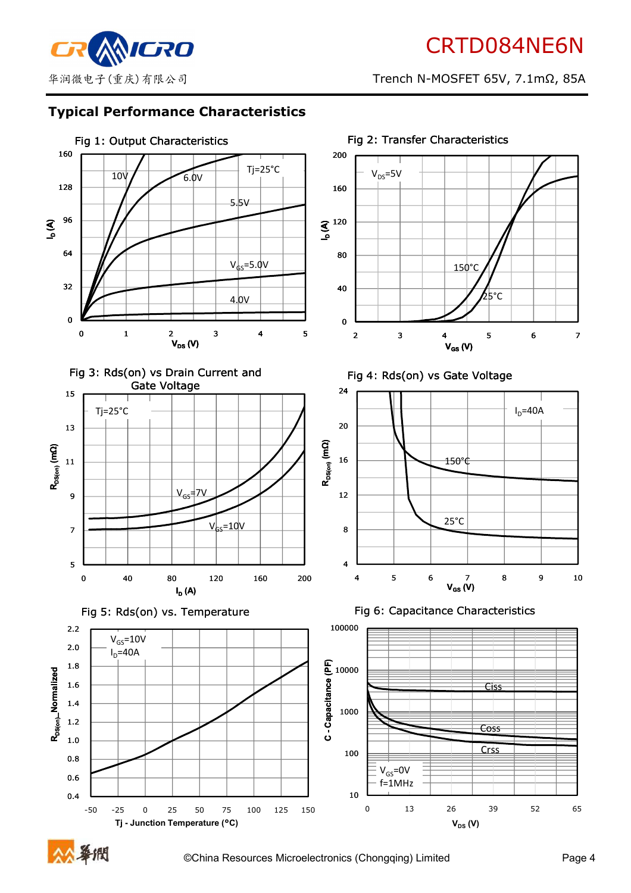## Typical Performance Characteristics

Fig 1: Output Characteristics

Fig 2: Transfer Characteristics

Fig 3: Rds(on) vs Drain Current and Gate Voltage

Fig 4: Rds(on) vs Gate Voltage

Fig 5: Rds(on) vs. Temperature

Fig 6: Capacitance Characteristics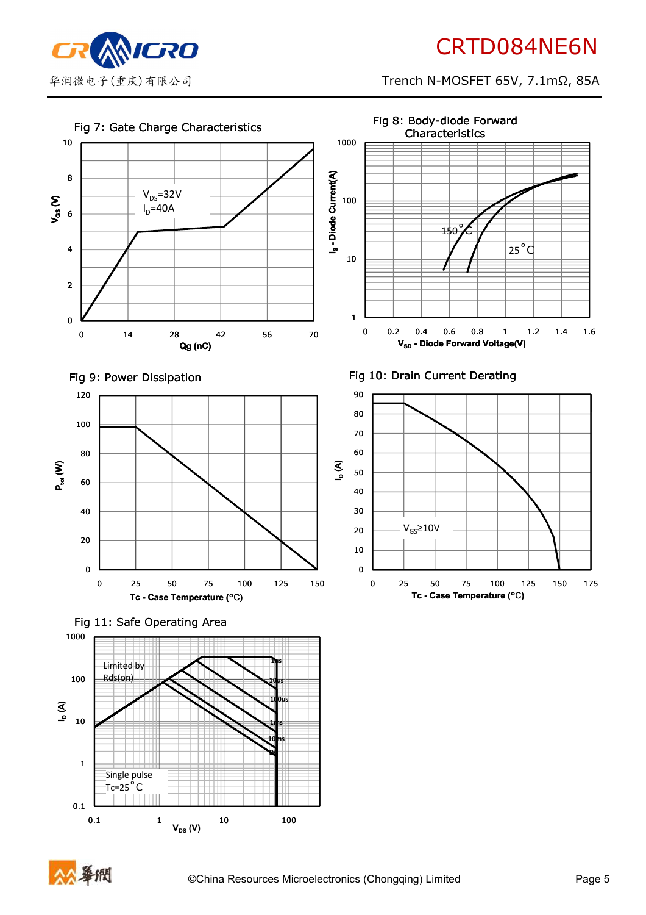### Fig 7: Gate Charge Characteristics

$V_{GS}$ (V) vs Qg (nC)

$V_{DS}$=32V
$I_D$=40A

### Fig 8: Body-diode Forward Characteristics

$I_S$ - Diode Current(A) vs $V_{SD}$ - Diode Forward Voltage(V)

150°C
25°C

### Fig 9: Power Dissipation

$P_{tot}$ (W) vs Tc - Case Temperature (°C)

### Fig 10: Drain Current Derating

$I_D$ (A) vs Tc - Case Temperature (°C)

$V_{GS}$≥10V

### Fig 11: Safe Operating Area

$I_D$ (A) vs $V_{DS}$ (V)

Limited by Rds(on)

1us, 10us, 100us, 1ms, 10ms, DC

Single pulse
Tc=25°C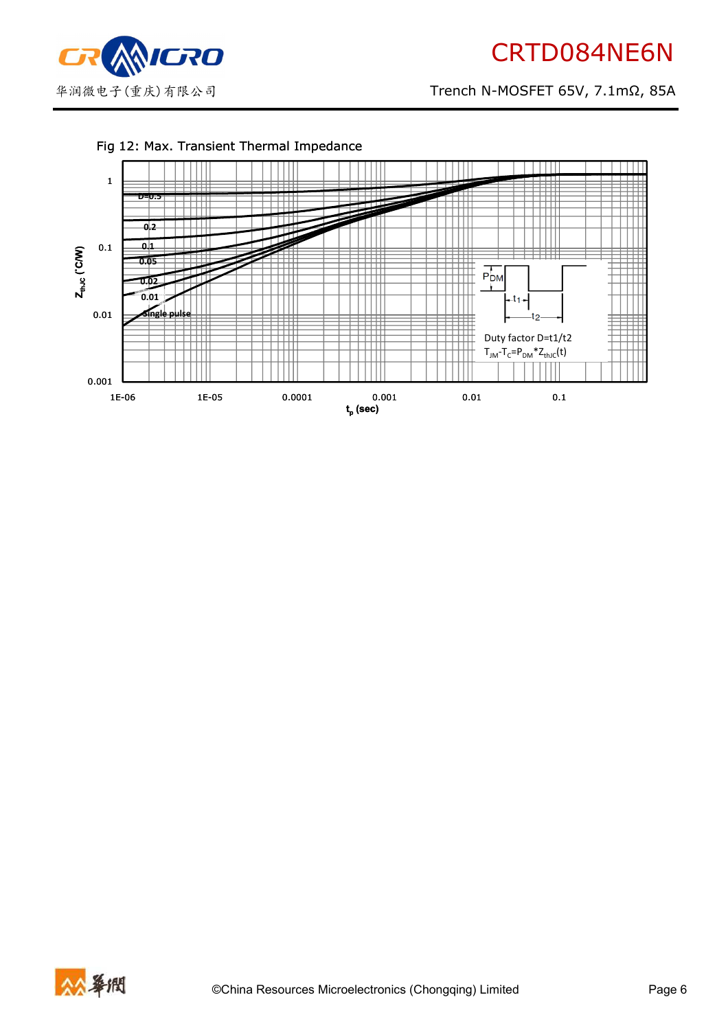Fig 12: Max. Transient Thermal Impedance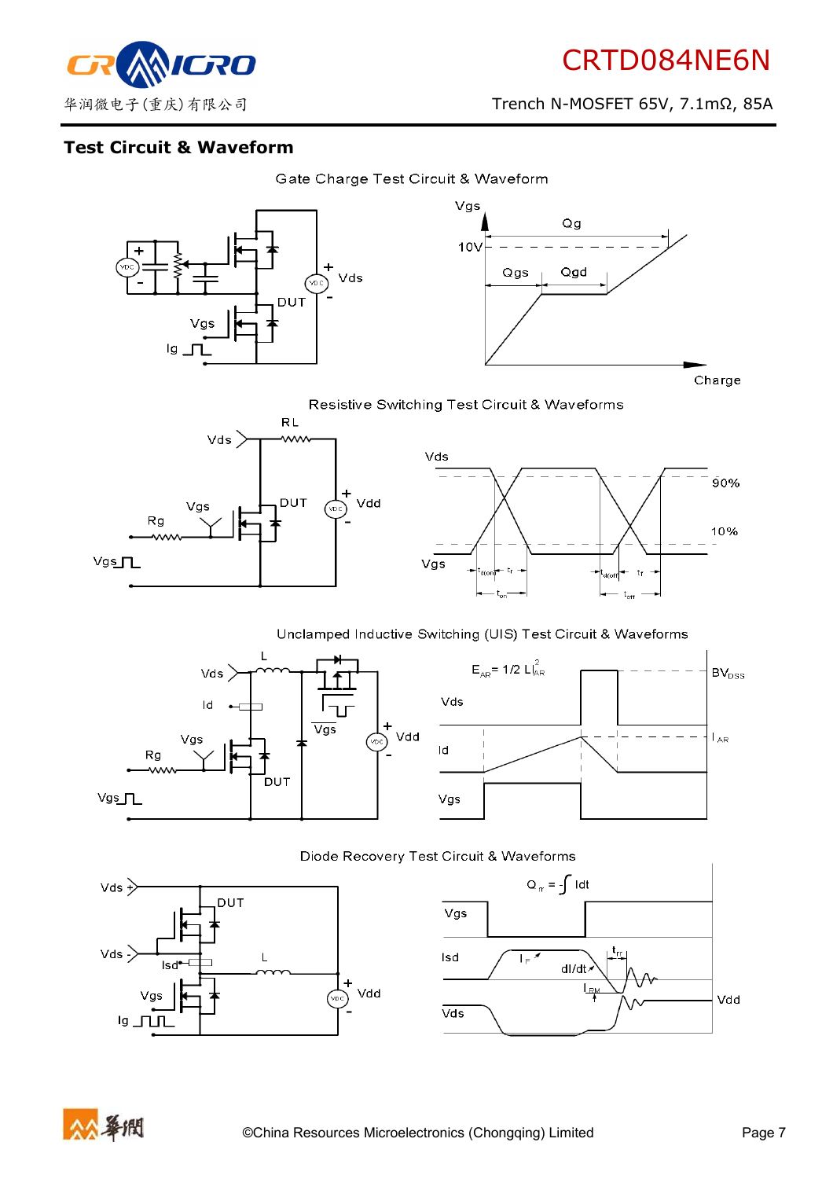## Test Circuit & Waveform

Gate Charge Test Circuit & Waveform

Vgs, 10V, Qg, Qgs, Qgd, Charge, Vds, DUT, Ig

Resistive Switching Test Circuit & Waveforms

RL, Vds, Vgs, Rg, DUT, Vdd, 90%, 10%, $t_{d(on)}$, $t_r$, $t_{on}$, $t_{d(off)}$, $t_f$, $t_{off}$

Unclamped Inductive Switching (UIS) Test Circuit & Waveforms

$E_{AR} = 1/2\ L I_{AR}^2$

L, Vds, Id, Vgs, Rg, DUT, Vdd, $BV_{DSS}$, $I_{AR}$

Diode Recovery Test Circuit & Waveforms

$Q_{rr} = -\int Idt$

Vds +, Vds -, DUT, Isd, L, Vgs, Ig, Vdd, $I_F$, dI/dt, $t_{rr}$, $I_{RM}$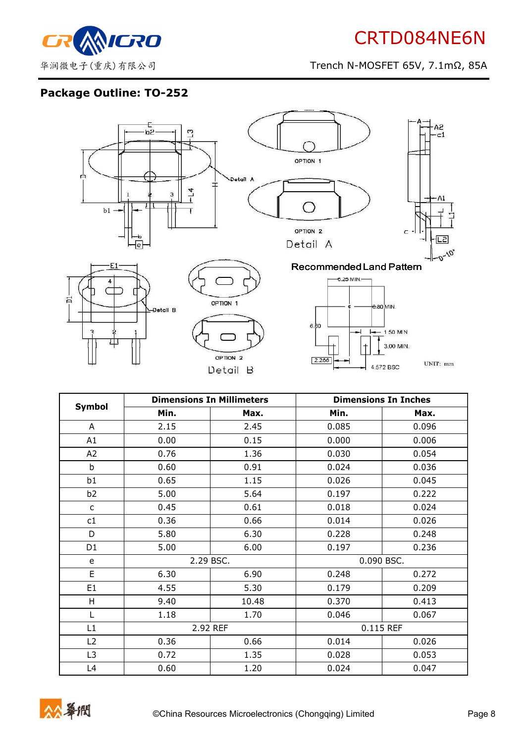## Package Outline: TO-252

| Symbol | Dimensions In Millimeters | | Dimensions In Inches | |
|---|---|---|---|---|
| | Min. | Max. | Min. | Max. |
| A | 2.15 | 2.45 | 0.085 | 0.096 |
| A1 | 0.00 | 0.15 | 0.000 | 0.006 |
| A2 | 0.76 | 1.36 | 0.030 | 0.054 |
| b | 0.60 | 0.91 | 0.024 | 0.036 |
| b1 | 0.65 | 1.15 | 0.026 | 0.045 |
| b2 | 5.00 | 5.64 | 0.197 | 0.222 |
| c | 0.45 | 0.61 | 0.018 | 0.024 |
| c1 | 0.36 | 0.66 | 0.014 | 0.026 |
| D | 5.80 | 6.30 | 0.228 | 0.248 |
| D1 | 5.00 | 6.00 | 0.197 | 0.236 |
| e | 2.29 BSC. | | 0.090 BSC. | |
| E | 6.30 | 6.90 | 0.248 | 0.272 |
| E1 | 4.55 | 5.30 | 0.179 | 0.209 |
| H | 9.40 | 10.48 | 0.370 | 0.413 |
| L | 1.18 | 1.70 | 0.046 | 0.067 |
| L1 | 2.92 REF | | 0.115 REF | |
| L2 | 0.36 | 0.66 | 0.014 | 0.026 |
| L3 | 0.72 | 1.35 | 0.028 | 0.053 |
| L4 | 0.60 | 1.20 | 0.024 | 0.047 |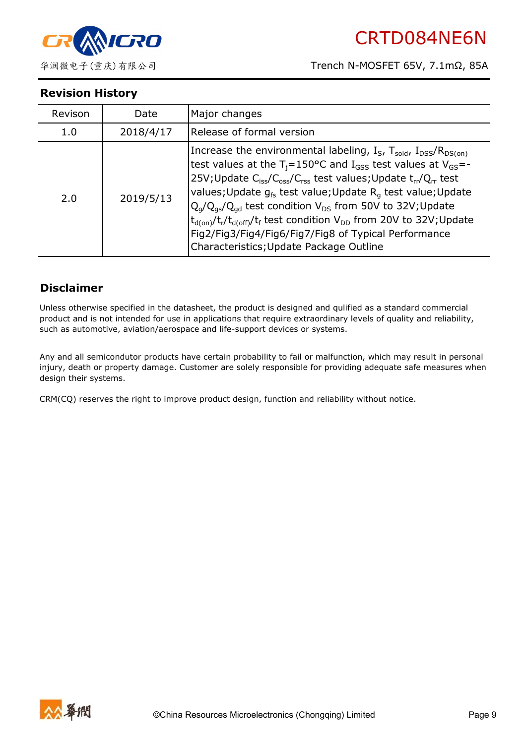## Revision History

| Revison | Date | Major changes |
|---|---|---|
| 1.0 | 2018/4/17 | Release of formal version |
| 2.0 | 2019/5/13 | Increase the environmental labeling, $I_S$, $T_{sold}$, $I_{DSS}/R_{DS(on)}$ test values at the $T_j$=150°C and $I_{GSS}$ test values at $V_{GS}$=-25V;Update $C_{iss}/C_{oss}/C_{rss}$ test values;Update $t_{rr}/Q_{rr}$ test values;Update $g_{fs}$ test value;Update $R_g$ test value;Update $Q_g/Q_{gs}/Q_{gd}$ test condition $V_{DS}$ from 50V to 32V;Update $t_{d(on)}/t_r/t_{d(off)}/t_f$ test condition $V_{DD}$ from 20V to 32V;Update Fig2/Fig3/Fig4/Fig6/Fig7/Fig8 of Typical Performance Characteristics;Update Package Outline |

## Disclaimer

Unless otherwise specified in the datasheet, the product is designed and qulified as a standard commercial product and is not intended for use in applications that require extraordinary levels of quality and reliability, such as automotive, aviation/aerospace and life-support devices or systems.

Any and all semicondutor products have certain probability to fail or malfunction, which may result in personal injury, death or property damage. Customer are solely responsible for providing adequate safe measures when design their systems.

CRM(CQ) reserves the right to improve product design, function and reliability without notice.